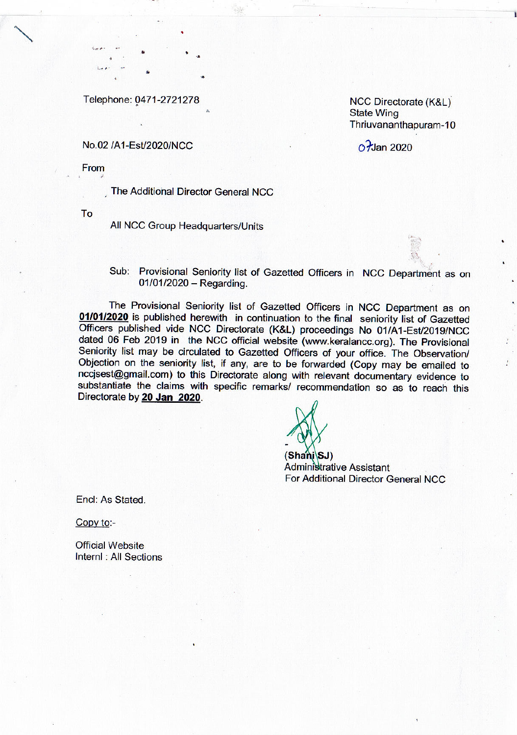Telephone: 0471-2721278

NCC Directorate (K&L)
State Wing
Thriuvananthapuram-10

No.02 /A1-Est/2020/NCC

07 Jan 2020

From

The Additional Director General NCC

To

All NCC Group Headquarters/Units

Sub: Provisional Seniority list of Gazetted Officers in NCC Department as on 01/01/2020 – Regarding.

The Provisional Seniority list of Gazetted Officers in NCC Department as on **01/01/2020** is published herewith in continuation to the final seniority list of Gazetted Officers published vide NCC Directorate (K&L) proceedings No 01/A1-Est/2019/NCC dated 06 Feb 2019 in the NCC official website (www.keralancc.org). The Provisional Seniority list may be circulated to Gazetted Officers of your office. The Observation/ Objection on the seniority list, if any, are to be forwarded (Copy may be emailed to nccjsest@gmail.com) to this Directorate along with relevant documentary evidence to substantiate the claims with specific remarks/ recommendation so as to reach this Directorate by **20 Jan 2020**.

**(Shani SJ)**
Administrative Assistant
For Additional Director General NCC

Encl: As Stated.

Copy to:-

Official Website
Internl : All Sections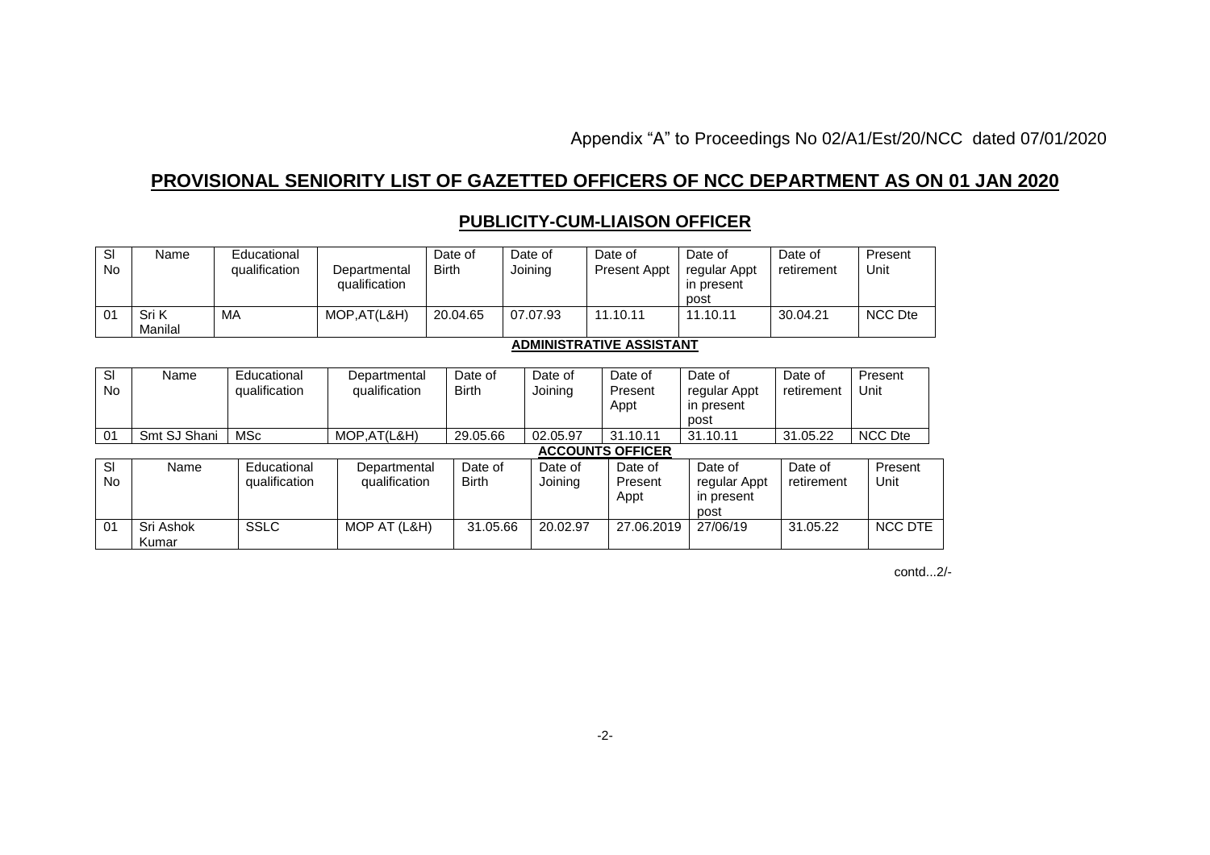Appendix "A" to Proceedings No 02/A1/Est/20/NCC dated 07/01/2020

## PROVISIONAL SENIORITY LIST OF GAZETTED OFFICERS OF NCC DEPARTMENT AS ON 01 JAN 2020

### PUBLICITY-CUM-LIAISON OFFICER

| Sl No | Name | Educational qualification | Departmental qualification | Date of Birth | Date of Joining | Date of Present Appt | Date of regular Appt in present post | Date of retirement | Present Unit |
|---|---|---|---|---|---|---|---|---|---|
| 01 | Sri K Manilal | MA | MOP,AT(L&H) | 20.04.65 | 07.07.93 | 11.10.11 | 11.10.11 | 30.04.21 | NCC Dte |

### ADMINISTRATIVE ASSISTANT

| Sl No | Name | Educational qualification | Departmental qualification | Date of Birth | Date of Joining | Date of Present Appt | Date of regular Appt in present post | Date of retirement | Present Unit |
|---|---|---|---|---|---|---|---|---|---|
| 01 | Smt SJ Shani | MSc | MOP,AT(L&H) | 29.05.66 | 02.05.97 | 31.10.11 | 31.10.11 | 31.05.22 | NCC Dte |

### ACCOUNTS OFFICER

| Sl No | Name | Educational qualification | Departmental qualification | Date of Birth | Date of Joining | Date of Present Appt | Date of regular Appt in present post | Date of retirement | Present Unit |
|---|---|---|---|---|---|---|---|---|---|
| 01 | Sri Ashok Kumar | SSLC | MOP AT (L&H) | 31.05.66 | 20.02.97 | 27.06.2019 | 27/06/19 | 31.05.22 | NCC DTE |

contd...2/-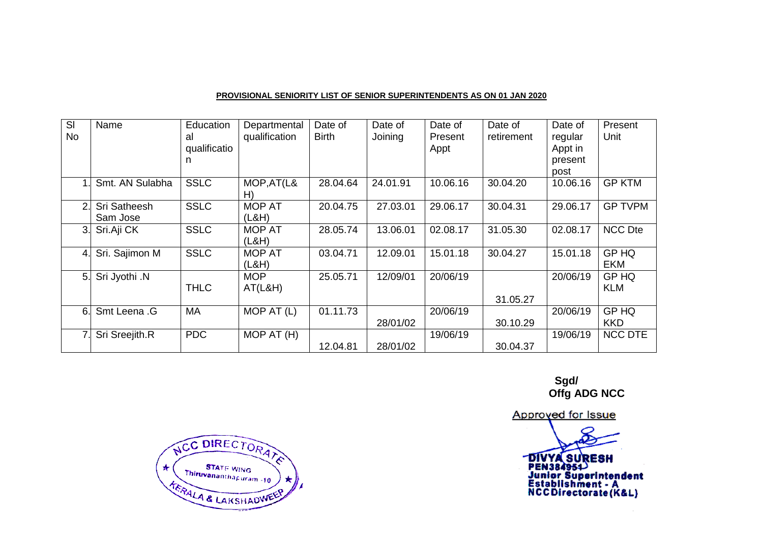**PROVISIONAL SENIORITY LIST OF SENIOR SUPERINTENDENTS AS ON 01 JAN 2020**

| Sl No | Name | Educational qualification | Departmental qualification | Date of Birth | Date of Joining | Date of Present Appt | Date of retirement | Date of regular Appt in present post | Present Unit |
|---|---|---|---|---|---|---|---|---|---|
| 1. | Smt. AN Sulabha | SSLC | MOP,AT(L&H) | 28.04.64 | 24.01.91 | 10.06.16 | 30.04.20 | 10.06.16 | GP KTM |
| 2. | Sri Satheesh Sam Jose | SSLC | MOP AT (L&H) | 20.04.75 | 27.03.01 | 29.06.17 | 30.04.31 | 29.06.17 | GP TVPM |
| 3. | Sri.Aji CK | SSLC | MOP AT (L&H) | 28.05.74 | 13.06.01 | 02.08.17 | 31.05.30 | 02.08.17 | NCC Dte |
| 4. | Sri. Sajimon M | SSLC | MOP AT (L&H) | 03.04.71 | 12.09.01 | 15.01.18 | 30.04.27 | 15.01.18 | GP HQ EKM |
| 5. | Sri Jyothi .N | THLC | MOP AT(L&H) | 25.05.71 | 12/09/01 | 20/06/19 | 31.05.27 | 20/06/19 | GP HQ KLM |
| 6. | Smt Leena .G | MA | MOP AT (L) | 01.11.73 | 28/01/02 | 20/06/19 | 30.10.29 | 20/06/19 | GP HQ KKD |
| 7. | Sri Sreejith.R | PDC | MOP AT (H) | 12.04.81 | 28/01/02 | 19/06/19 | 30.04.37 | 19/06/19 | NCC DTE |

**Sgd/**
**Offg ADG NCC**

NCC DIRECTORATE
STATE WING
Thiruvananthapuram -10
KERALA & LAKSHADWEEP

Approved for Issue

**DIVYA SURESH**
**PEN384951**
**Junior Superintendent**
**Establishment - A**
**NCC Directorate (K&L)**